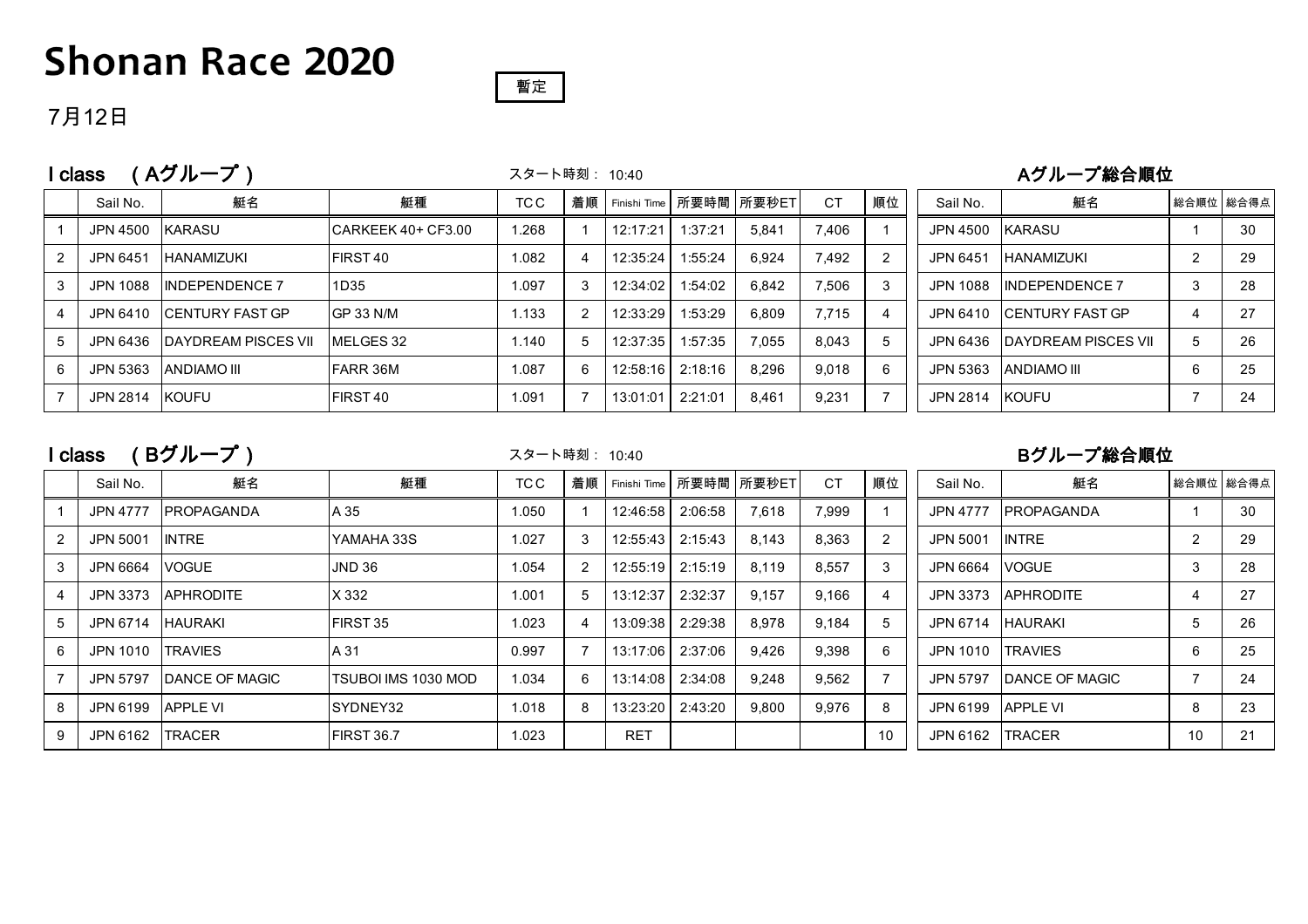# Shonan Race 2020

暫定

7月12日

## I class　( Aグループ )

スタート時刻： 10:40

| | Sail No. | 艇名 | 艇種 | TCC | 着順 | Finishi Time | 所要時間 | 所要秒ET | CT | 順位 |
|---|---|---|---|---|---|---|---|---|---|---|
| 1 | JPN 4500 | KARASU | CARKEEK 40+ CF3.00 | 1.268 | 1 | 12:17:21 | 1:37:21 | 5,841 | 7,406 | 1 |
| 2 | JPN 6451 | HANAMIZUKI | FIRST 40 | 1.082 | 4 | 12:35:24 | 1:55:24 | 6,924 | 7,492 | 2 |
| 3 | JPN 1088 | INDEPENDENCE 7 | 1D35 | 1.097 | 3 | 12:34:02 | 1:54:02 | 6,842 | 7,506 | 3 |
| 4 | JPN 6410 | CENTURY FAST GP | GP 33 N/M | 1.133 | 2 | 12:33:29 | 1:53:29 | 6,809 | 7,715 | 4 |
| 5 | JPN 6436 | DAYDREAM PISCES VII | MELGES 32 | 1.140 | 5 | 12:37:35 | 1:57:35 | 7,055 | 8,043 | 5 |
| 6 | JPN 5363 | ANDIAMO III | FARR 36M | 1.087 | 6 | 12:58:16 | 2:18:16 | 8,296 | 9,018 | 6 |
| 7 | JPN 2814 | KOUFU | FIRST 40 | 1.091 | 7 | 13:01:01 | 2:21:01 | 8,461 | 9,231 | 7 |

### Aグループ総合順位

| Sail No. | 艇名 | 総合順位 | 総合得点 |
|---|---|---|---|
| JPN 4500 | KARASU | 1 | 30 |
| JPN 6451 | HANAMIZUKI | 2 | 29 |
| JPN 1088 | INDEPENDENCE 7 | 3 | 28 |
| JPN 6410 | CENTURY FAST GP | 4 | 27 |
| JPN 6436 | DAYDREAM PISCES VII | 5 | 26 |
| JPN 5363 | ANDIAMO III | 6 | 25 |
| JPN 2814 | KOUFU | 7 | 24 |

## I class　( Bグループ )

スタート時刻： 10:40

| | Sail No. | 艇名 | 艇種 | TCC | 着順 | Finishi Time | 所要時間 | 所要秒ET | CT | 順位 |
|---|---|---|---|---|---|---|---|---|---|---|
| 1 | JPN 4777 | PROPAGANDA | A 35 | 1.050 | 1 | 12:46:58 | 2:06:58 | 7,618 | 7,999 | 1 |
| 2 | JPN 5001 | INTRE | YAMAHA 33S | 1.027 | 3 | 12:55:43 | 2:15:43 | 8,143 | 8,363 | 2 |
| 3 | JPN 6664 | VOGUE | JND 36 | 1.054 | 2 | 12:55:19 | 2:15:19 | 8,119 | 8,557 | 3 |
| 4 | JPN 3373 | APHRODITE | X 332 | 1.001 | 5 | 13:12:37 | 2:32:37 | 9,157 | 9,166 | 4 |
| 5 | JPN 6714 | HAURAKI | FIRST 35 | 1.023 | 4 | 13:09:38 | 2:29:38 | 8,978 | 9,184 | 5 |
| 6 | JPN 1010 | TRAVIES | A 31 | 0.997 | 7 | 13:17:06 | 2:37:06 | 9,426 | 9,398 | 6 |
| 7 | JPN 5797 | DANCE OF MAGIC | TSUBOI IMS 1030 MOD | 1.034 | 6 | 13:14:08 | 2:34:08 | 9,248 | 9,562 | 7 |
| 8 | JPN 6199 | APPLE VI | SYDNEY32 | 1.018 | 8 | 13:23:20 | 2:43:20 | 9,800 | 9,976 | 8 |
| 9 | JPN 6162 | TRACER | FIRST 36.7 | 1.023 | | RET | | | | 10 |

### Bグループ総合順位

| Sail No. | 艇名 | 総合順位 | 総合得点 |
|---|---|---|---|
| JPN 4777 | PROPAGANDA | 1 | 30 |
| JPN 5001 | INTRE | 2 | 29 |
| JPN 6664 | VOGUE | 3 | 28 |
| JPN 3373 | APHRODITE | 4 | 27 |
| JPN 6714 | HAURAKI | 5 | 26 |
| JPN 1010 | TRAVIES | 6 | 25 |
| JPN 5797 | DANCE OF MAGIC | 7 | 24 |
| JPN 6199 | APPLE VI | 8 | 23 |
| JPN 6162 | TRACER | 10 | 21 |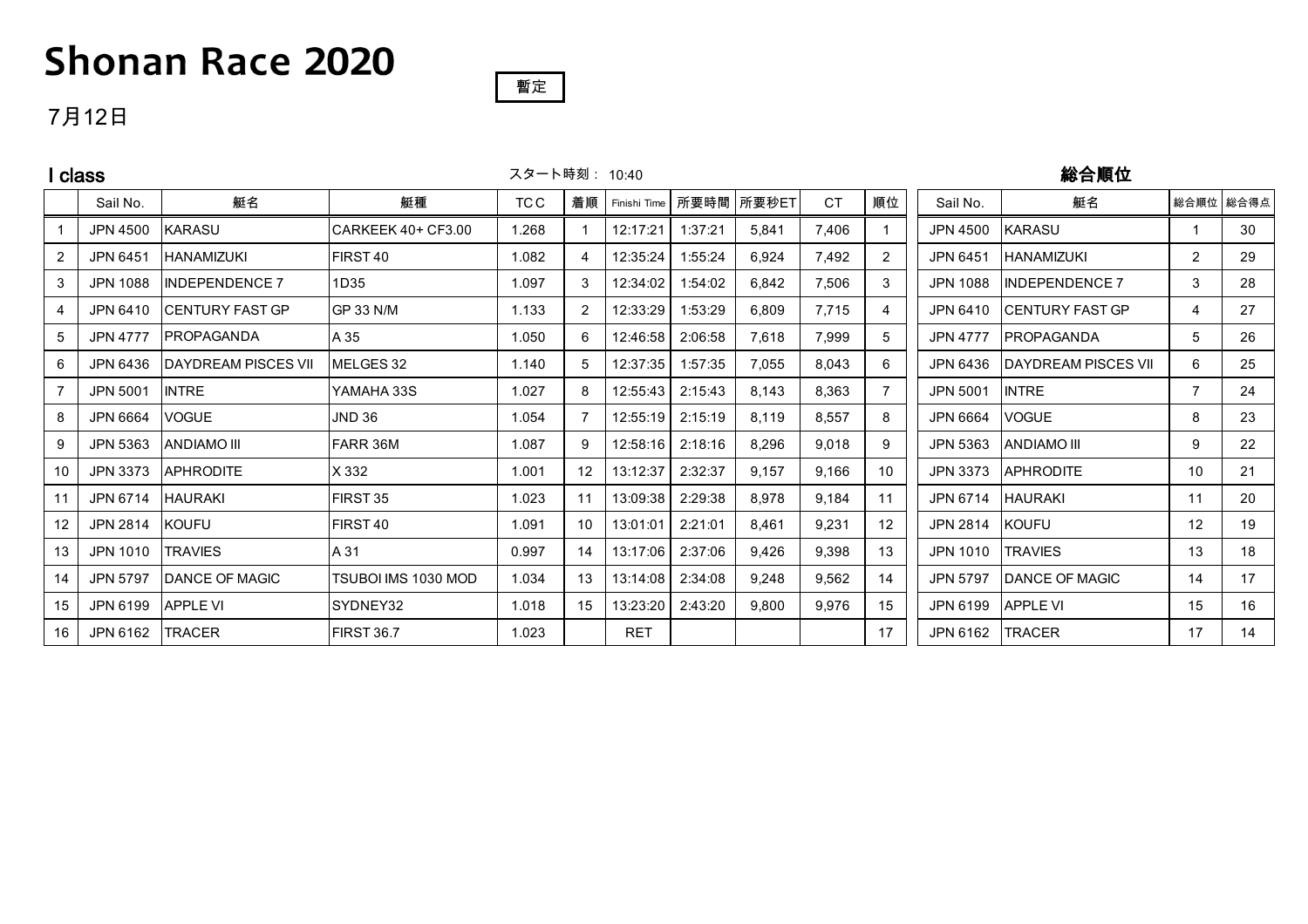# Shonan Race 2020

暫定

7月12日

## I class

スタート時刻： 10:40

|  | Sail No. | 艇名 | 艇種 | TCC | 着順 | Finishi Time | 所要時間 | 所要秒ET | CT | 順位 |
|---|---|---|---|---|---|---|---|---|---|---|
| 1 | JPN 4500 | KARASU | CARKEEK 40+ CF3.00 | 1.268 | 1 | 12:17:21 | 1:37:21 | 5,841 | 7,406 | 1 |
| 2 | JPN 6451 | HANAMIZUKI | FIRST 40 | 1.082 | 4 | 12:35:24 | 1:55:24 | 6,924 | 7,492 | 2 |
| 3 | JPN 1088 | INDEPENDENCE 7 | 1D35 | 1.097 | 3 | 12:34:02 | 1:54:02 | 6,842 | 7,506 | 3 |
| 4 | JPN 6410 | CENTURY FAST GP | GP 33 N/M | 1.133 | 2 | 12:33:29 | 1:53:29 | 6,809 | 7,715 | 4 |
| 5 | JPN 4777 | PROPAGANDA | A 35 | 1.050 | 6 | 12:46:58 | 2:06:58 | 7,618 | 7,999 | 5 |
| 6 | JPN 6436 | DAYDREAM PISCES VII | MELGES 32 | 1.140 | 5 | 12:37:35 | 1:57:35 | 7,055 | 8,043 | 6 |
| 7 | JPN 5001 | INTRE | YAMAHA 33S | 1.027 | 8 | 12:55:43 | 2:15:43 | 8,143 | 8,363 | 7 |
| 8 | JPN 6664 | VOGUE | JND 36 | 1.054 | 7 | 12:55:19 | 2:15:19 | 8,119 | 8,557 | 8 |
| 9 | JPN 5363 | ANDIAMO III | FARR 36M | 1.087 | 9 | 12:58:16 | 2:18:16 | 8,296 | 9,018 | 9 |
| 10 | JPN 3373 | APHRODITE | X 332 | 1.001 | 12 | 13:12:37 | 2:32:37 | 9,157 | 9,166 | 10 |
| 11 | JPN 6714 | HAURAKI | FIRST 35 | 1.023 | 11 | 13:09:38 | 2:29:38 | 8,978 | 9,184 | 11 |
| 12 | JPN 2814 | KOUFU | FIRST 40 | 1.091 | 10 | 13:01:01 | 2:21:01 | 8,461 | 9,231 | 12 |
| 13 | JPN 1010 | TRAVIES | A 31 | 0.997 | 14 | 13:17:06 | 2:37:06 | 9,426 | 9,398 | 13 |
| 14 | JPN 5797 | DANCE OF MAGIC | TSUBOI IMS 1030 MOD | 1.034 | 13 | 13:14:08 | 2:34:08 | 9,248 | 9,562 | 14 |
| 15 | JPN 6199 | APPLE VI | SYDNEY32 | 1.018 | 15 | 13:23:20 | 2:43:20 | 9,800 | 9,976 | 15 |
| 16 | JPN 6162 | TRACER | FIRST 36.7 | 1.023 |  | RET |  |  |  | 17 |

## 総合順位

| Sail No. | 艇名 | 総合順位 | 総合得点 |
|---|---|---|---|
| JPN 4500 | KARASU | 1 | 30 |
| JPN 6451 | HANAMIZUKI | 2 | 29 |
| JPN 1088 | INDEPENDENCE 7 | 3 | 28 |
| JPN 6410 | CENTURY FAST GP | 4 | 27 |
| JPN 4777 | PROPAGANDA | 5 | 26 |
| JPN 6436 | DAYDREAM PISCES VII | 6 | 25 |
| JPN 5001 | INTRE | 7 | 24 |
| JPN 6664 | VOGUE | 8 | 23 |
| JPN 5363 | ANDIAMO III | 9 | 22 |
| JPN 3373 | APHRODITE | 10 | 21 |
| JPN 6714 | HAURAKI | 11 | 20 |
| JPN 2814 | KOUFU | 12 | 19 |
| JPN 1010 | TRAVIES | 13 | 18 |
| JPN 5797 | DANCE OF MAGIC | 14 | 17 |
| JPN 6199 | APPLE VI | 15 | 16 |
| JPN 6162 | TRACER | 17 | 14 |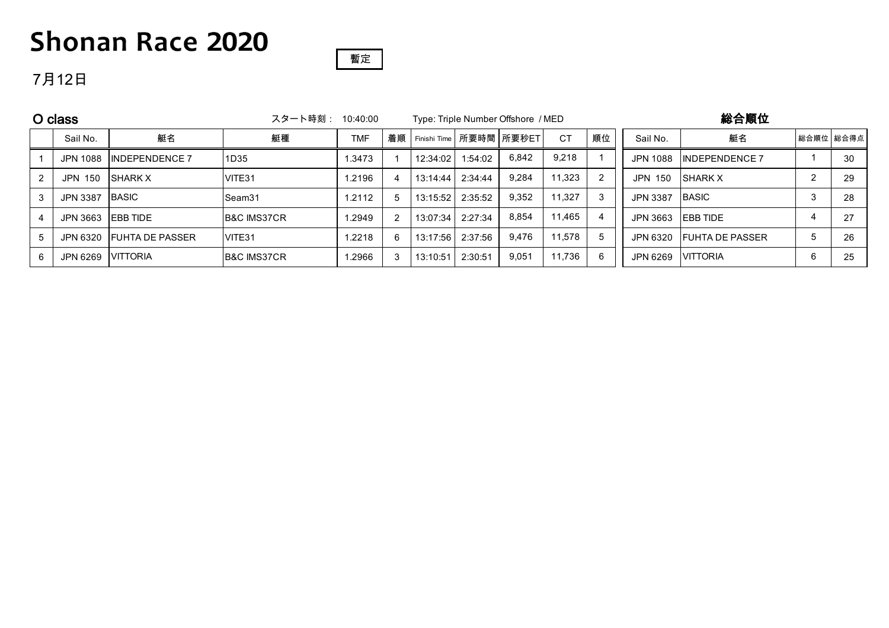# Shonan Race 2020

暫定

7月12日

**O class**　　スタート時刻： 10:40:00　　Type: Triple Number Offshore / MED

| | Sail No. | 艇名 | 艇種 | TMF | 着順 | Finishi Time | 所要時間 | 所要秒ET | CT | 順位 |
|---|---|---|---|---|---|---|---|---|---|---|
| 1 | JPN 1088 | INDEPENDENCE 7 | 1D35 | 1.3473 | 1 | 12:34:02 | 1:54:02 | 6,842 | 9,218 | 1 |
| 2 | JPN 150 | SHARK X | VITE31 | 1.2196 | 4 | 13:14:44 | 2:34:44 | 9,284 | 11,323 | 2 |
| 3 | JPN 3387 | BASIC | Seam31 | 1.2112 | 5 | 13:15:52 | 2:35:52 | 9,352 | 11,327 | 3 |
| 4 | JPN 3663 | EBB TIDE | B&C IMS37CR | 1.2949 | 2 | 13:07:34 | 2:27:34 | 8,854 | 11,465 | 4 |
| 5 | JPN 6320 | FUHTA DE PASSER | VITE31 | 1.2218 | 6 | 13:17:56 | 2:37:56 | 9,476 | 11,578 | 5 |
| 6 | JPN 6269 | VITTORIA | B&C IMS37CR | 1.2966 | 3 | 13:10:51 | 2:30:51 | 9,051 | 11,736 | 6 |

**総合順位**

| Sail No. | 艇名 | 総合順位 | 総合得点 |
|---|---|---|---|
| JPN 1088 | INDEPENDENCE 7 | 1 | 30 |
| JPN 150 | SHARK X | 2 | 29 |
| JPN 3387 | BASIC | 3 | 28 |
| JPN 3663 | EBB TIDE | 4 | 27 |
| JPN 6320 | FUHTA DE PASSER | 5 | 26 |
| JPN 6269 | VITTORIA | 6 | 25 |